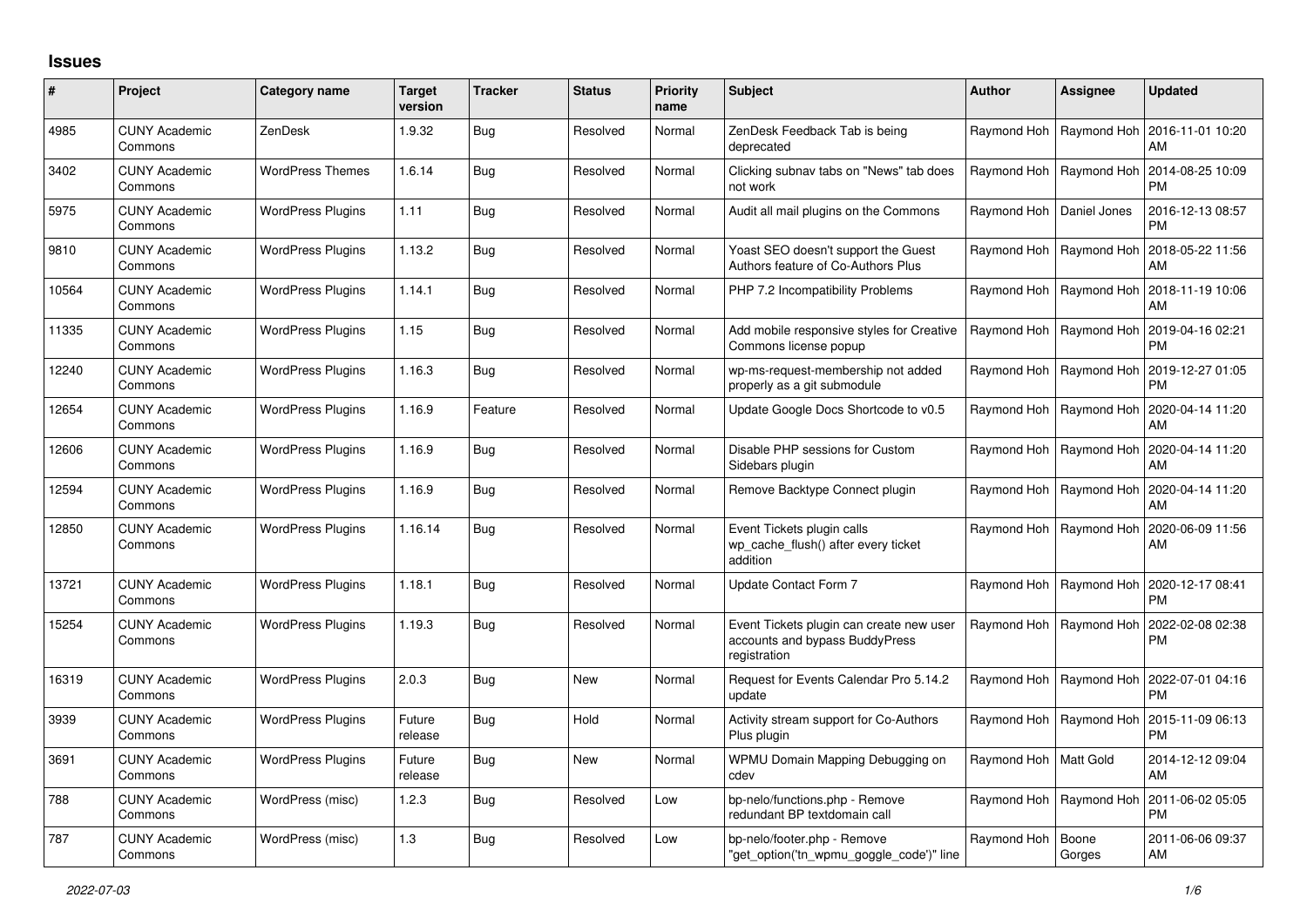# Issues

| # | Project | Category name | Target version | Tracker | Status | Priority name | Subject | Author | Assignee | Updated |
|---|---|---|---|---|---|---|---|---|---|---|
| 4985 | CUNY Academic Commons | ZenDesk | 1.9.32 | Bug | Resolved | Normal | ZenDesk Feedback Tab is being deprecated | Raymond Hoh | Raymond Hoh | 2016-11-01 10:20 AM |
| 3402 | CUNY Academic Commons | WordPress Themes | 1.6.14 | Bug | Resolved | Normal | Clicking subnav tabs on "News" tab does not work | Raymond Hoh | Raymond Hoh | 2014-08-25 10:09 PM |
| 5975 | CUNY Academic Commons | WordPress Plugins | 1.11 | Bug | Resolved | Normal | Audit all mail plugins on the Commons | Raymond Hoh | Daniel Jones | 2016-12-13 08:57 PM |
| 9810 | CUNY Academic Commons | WordPress Plugins | 1.13.2 | Bug | Resolved | Normal | Yoast SEO doesn't support the Guest Authors feature of Co-Authors Plus | Raymond Hoh | Raymond Hoh | 2018-05-22 11:56 AM |
| 10564 | CUNY Academic Commons | WordPress Plugins | 1.14.1 | Bug | Resolved | Normal | PHP 7.2 Incompatibility Problems | Raymond Hoh | Raymond Hoh | 2018-11-19 10:06 AM |
| 11335 | CUNY Academic Commons | WordPress Plugins | 1.15 | Bug | Resolved | Normal | Add mobile responsive styles for Creative Commons license popup | Raymond Hoh | Raymond Hoh | 2019-04-16 02:21 PM |
| 12240 | CUNY Academic Commons | WordPress Plugins | 1.16.3 | Bug | Resolved | Normal | wp-ms-request-membership not added properly as a git submodule | Raymond Hoh | Raymond Hoh | 2019-12-27 01:05 PM |
| 12654 | CUNY Academic Commons | WordPress Plugins | 1.16.9 | Feature | Resolved | Normal | Update Google Docs Shortcode to v0.5 | Raymond Hoh | Raymond Hoh | 2020-04-14 11:20 AM |
| 12606 | CUNY Academic Commons | WordPress Plugins | 1.16.9 | Bug | Resolved | Normal | Disable PHP sessions for Custom Sidebars plugin | Raymond Hoh | Raymond Hoh | 2020-04-14 11:20 AM |
| 12594 | CUNY Academic Commons | WordPress Plugins | 1.16.9 | Bug | Resolved | Normal | Remove Backtype Connect plugin | Raymond Hoh | Raymond Hoh | 2020-04-14 11:20 AM |
| 12850 | CUNY Academic Commons | WordPress Plugins | 1.16.14 | Bug | Resolved | Normal | Event Tickets plugin calls wp_cache_flush() after every ticket addition | Raymond Hoh | Raymond Hoh | 2020-06-09 11:56 AM |
| 13721 | CUNY Academic Commons | WordPress Plugins | 1.18.1 | Bug | Resolved | Normal | Update Contact Form 7 | Raymond Hoh | Raymond Hoh | 2020-12-17 08:41 PM |
| 15254 | CUNY Academic Commons | WordPress Plugins | 1.19.3 | Bug | Resolved | Normal | Event Tickets plugin can create new user accounts and bypass BuddyPress registration | Raymond Hoh | Raymond Hoh | 2022-02-08 02:38 PM |
| 16319 | CUNY Academic Commons | WordPress Plugins | 2.0.3 | Bug | New | Normal | Request for Events Calendar Pro 5.14.2 update | Raymond Hoh | Raymond Hoh | 2022-07-01 04:16 PM |
| 3939 | CUNY Academic Commons | WordPress Plugins | Future release | Bug | Hold | Normal | Activity stream support for Co-Authors Plus plugin | Raymond Hoh | Raymond Hoh | 2015-11-09 06:13 PM |
| 3691 | CUNY Academic Commons | WordPress Plugins | Future release | Bug | New | Normal | WPMU Domain Mapping Debugging on cdev | Raymond Hoh | Matt Gold | 2014-12-12 09:04 AM |
| 788 | CUNY Academic Commons | WordPress (misc) | 1.2.3 | Bug | Resolved | Low | bp-nelo/functions.php - Remove redundant BP textdomain call | Raymond Hoh | Raymond Hoh | 2011-06-02 05:05 PM |
| 787 | CUNY Academic Commons | WordPress (misc) | 1.3 | Bug | Resolved | Low | bp-nelo/footer.php - Remove "get_option('tn_wpmu_goggle_code')" line | Raymond Hoh | Boone Gorges | 2011-06-06 09:37 AM |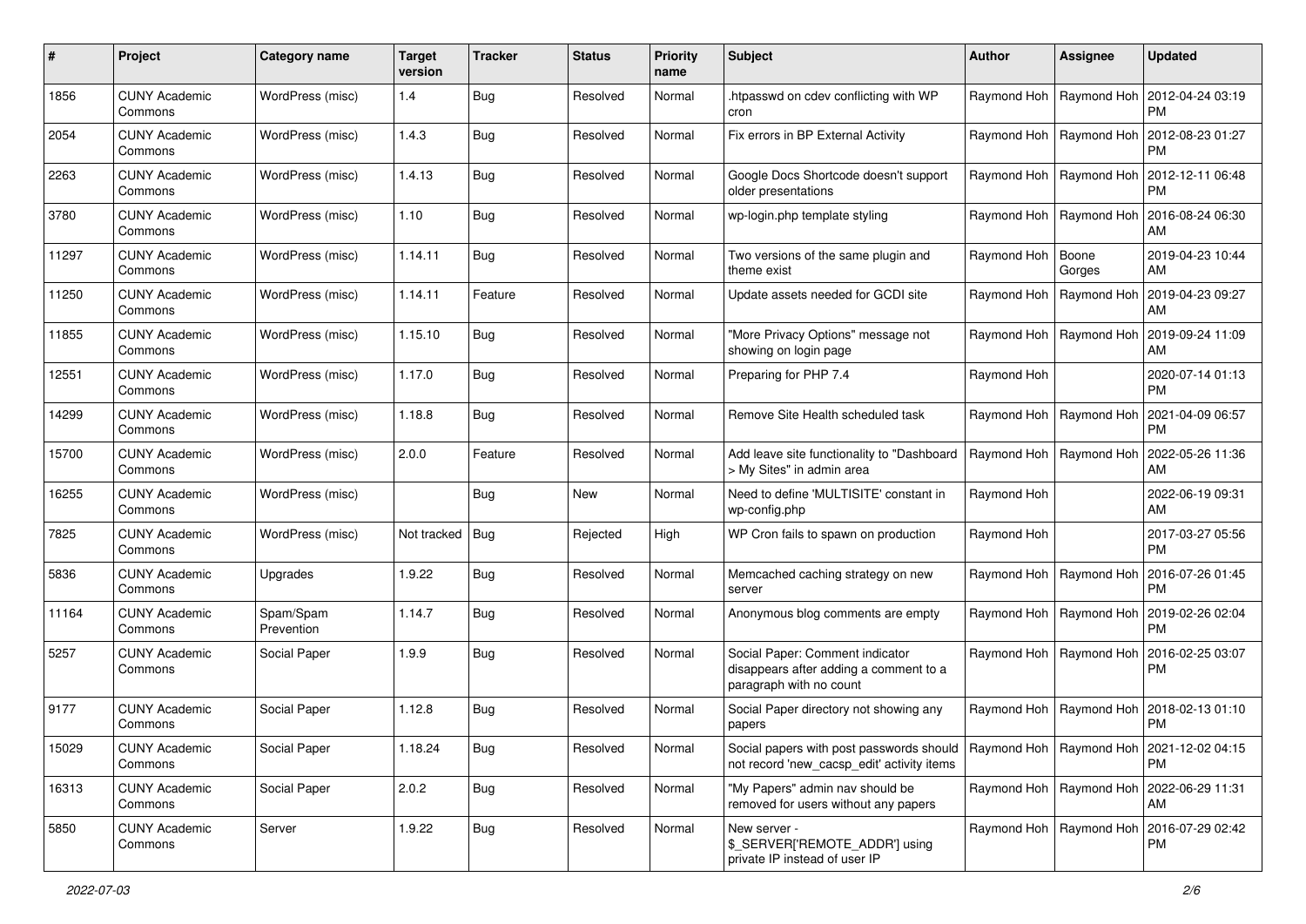| # | Project | Category name | Target version | Tracker | Status | Priority name | Subject | Author | Assignee | Updated |
|---|---|---|---|---|---|---|---|---|---|---|
| 1856 | CUNY Academic Commons | WordPress (misc) | 1.4 | Bug | Resolved | Normal | .htpasswd on cdev conflicting with WP cron | Raymond Hoh | Raymond Hoh | 2012-04-24 03:19 PM |
| 2054 | CUNY Academic Commons | WordPress (misc) | 1.4.3 | Bug | Resolved | Normal | Fix errors in BP External Activity | Raymond Hoh | Raymond Hoh | 2012-08-23 01:27 PM |
| 2263 | CUNY Academic Commons | WordPress (misc) | 1.4.13 | Bug | Resolved | Normal | Google Docs Shortcode doesn't support older presentations | Raymond Hoh | Raymond Hoh | 2012-12-11 06:48 PM |
| 3780 | CUNY Academic Commons | WordPress (misc) | 1.10 | Bug | Resolved | Normal | wp-login.php template styling | Raymond Hoh | Raymond Hoh | 2016-08-24 06:30 AM |
| 11297 | CUNY Academic Commons | WordPress (misc) | 1.14.11 | Bug | Resolved | Normal | Two versions of the same plugin and theme exist | Raymond Hoh | Boone Gorges | 2019-04-23 10:44 AM |
| 11250 | CUNY Academic Commons | WordPress (misc) | 1.14.11 | Feature | Resolved | Normal | Update assets needed for GCDI site | Raymond Hoh | Raymond Hoh | 2019-04-23 09:27 AM |
| 11855 | CUNY Academic Commons | WordPress (misc) | 1.15.10 | Bug | Resolved | Normal | "More Privacy Options" message not showing on login page | Raymond Hoh | Raymond Hoh | 2019-09-24 11:09 AM |
| 12551 | CUNY Academic Commons | WordPress (misc) | 1.17.0 | Bug | Resolved | Normal | Preparing for PHP 7.4 | Raymond Hoh | | 2020-07-14 01:13 PM |
| 14299 | CUNY Academic Commons | WordPress (misc) | 1.18.8 | Bug | Resolved | Normal | Remove Site Health scheduled task | Raymond Hoh | Raymond Hoh | 2021-04-09 06:57 PM |
| 15700 | CUNY Academic Commons | WordPress (misc) | 2.0.0 | Feature | Resolved | Normal | Add leave site functionality to "Dashboard > My Sites" in admin area | Raymond Hoh | Raymond Hoh | 2022-05-26 11:36 AM |
| 16255 | CUNY Academic Commons | WordPress (misc) | | Bug | New | Normal | Need to define 'MULTISITE' constant in wp-config.php | Raymond Hoh | | 2022-06-19 09:31 AM |
| 7825 | CUNY Academic Commons | WordPress (misc) | Not tracked | Bug | Rejected | High | WP Cron fails to spawn on production | Raymond Hoh | | 2017-03-27 05:56 PM |
| 5836 | CUNY Academic Commons | Upgrades | 1.9.22 | Bug | Resolved | Normal | Memcached caching strategy on new server | Raymond Hoh | Raymond Hoh | 2016-07-26 01:45 PM |
| 11164 | CUNY Academic Commons | Spam/Spam Prevention | 1.14.7 | Bug | Resolved | Normal | Anonymous blog comments are empty | Raymond Hoh | Raymond Hoh | 2019-02-26 02:04 PM |
| 5257 | CUNY Academic Commons | Social Paper | 1.9.9 | Bug | Resolved | Normal | Social Paper: Comment indicator disappears after adding a comment to a paragraph with no count | Raymond Hoh | Raymond Hoh | 2016-02-25 03:07 PM |
| 9177 | CUNY Academic Commons | Social Paper | 1.12.8 | Bug | Resolved | Normal | Social Paper directory not showing any papers | Raymond Hoh | Raymond Hoh | 2018-02-13 01:10 PM |
| 15029 | CUNY Academic Commons | Social Paper | 1.18.24 | Bug | Resolved | Normal | Social papers with post passwords should not record 'new_cacsp_edit' activity items | Raymond Hoh | Raymond Hoh | 2021-12-02 04:15 PM |
| 16313 | CUNY Academic Commons | Social Paper | 2.0.2 | Bug | Resolved | Normal | "My Papers" admin nav should be removed for users without any papers | Raymond Hoh | Raymond Hoh | 2022-06-29 11:31 AM |
| 5850 | CUNY Academic Commons | Server | 1.9.22 | Bug | Resolved | Normal | New server - $_SERVER['REMOTE_ADDR'] using private IP instead of user IP | Raymond Hoh | Raymond Hoh | 2016-07-29 02:42 PM |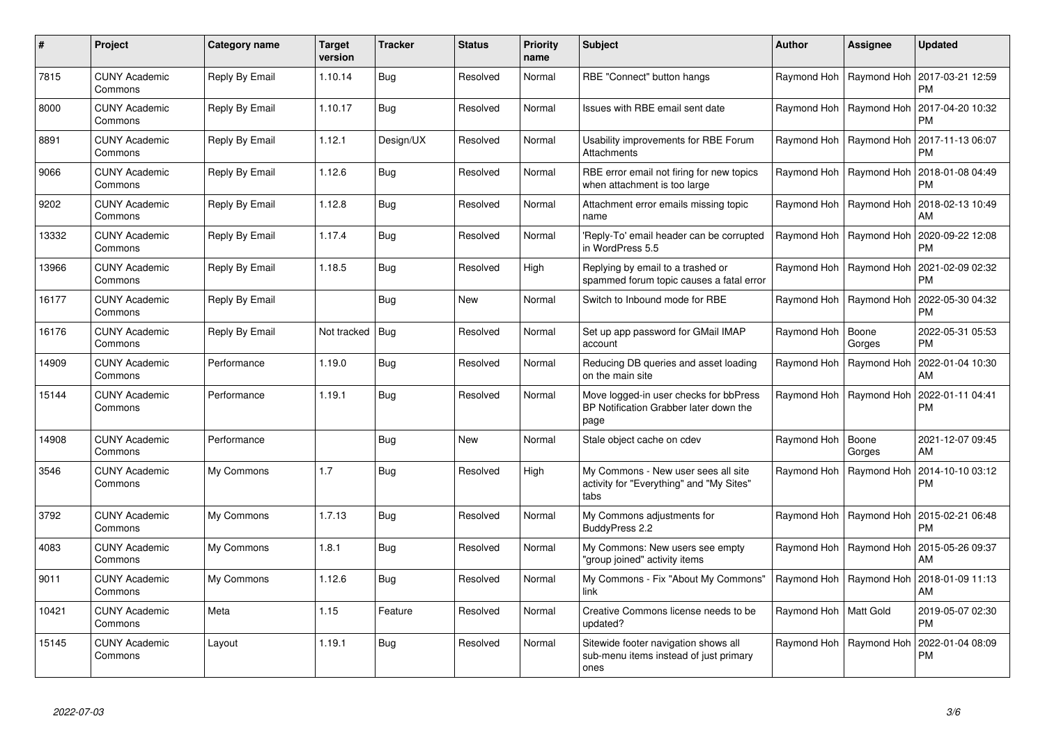| # | Project | Category name | Target version | Tracker | Status | Priority name | Subject | Author | Assignee | Updated |
|---|---|---|---|---|---|---|---|---|---|---|
| 7815 | CUNY Academic Commons | Reply By Email | 1.10.14 | Bug | Resolved | Normal | RBE "Connect" button hangs | Raymond Hoh | Raymond Hoh | 2017-03-21 12:59 PM |
| 8000 | CUNY Academic Commons | Reply By Email | 1.10.17 | Bug | Resolved | Normal | Issues with RBE email sent date | Raymond Hoh | Raymond Hoh | 2017-04-20 10:32 PM |
| 8891 | CUNY Academic Commons | Reply By Email | 1.12.1 | Design/UX | Resolved | Normal | Usability improvements for RBE Forum Attachments | Raymond Hoh | Raymond Hoh | 2017-11-13 06:07 PM |
| 9066 | CUNY Academic Commons | Reply By Email | 1.12.6 | Bug | Resolved | Normal | RBE error email not firing for new topics when attachment is too large | Raymond Hoh | Raymond Hoh | 2018-01-08 04:49 PM |
| 9202 | CUNY Academic Commons | Reply By Email | 1.12.8 | Bug | Resolved | Normal | Attachment error emails missing topic name | Raymond Hoh | Raymond Hoh | 2018-02-13 10:49 AM |
| 13332 | CUNY Academic Commons | Reply By Email | 1.17.4 | Bug | Resolved | Normal | 'Reply-To' email header can be corrupted in WordPress 5.5 | Raymond Hoh | Raymond Hoh | 2020-09-22 12:08 PM |
| 13966 | CUNY Academic Commons | Reply By Email | 1.18.5 | Bug | Resolved | High | Replying by email to a trashed or spammed forum topic causes a fatal error | Raymond Hoh | Raymond Hoh | 2021-02-09 02:32 PM |
| 16177 | CUNY Academic Commons | Reply By Email | | Bug | New | Normal | Switch to Inbound mode for RBE | Raymond Hoh | Raymond Hoh | 2022-05-30 04:32 PM |
| 16176 | CUNY Academic Commons | Reply By Email | Not tracked | Bug | Resolved | Normal | Set up app password for GMail IMAP account | Raymond Hoh | Boone Gorges | 2022-05-31 05:53 PM |
| 14909 | CUNY Academic Commons | Performance | 1.19.0 | Bug | Resolved | Normal | Reducing DB queries and asset loading on the main site | Raymond Hoh | Raymond Hoh | 2022-01-04 10:30 AM |
| 15144 | CUNY Academic Commons | Performance | 1.19.1 | Bug | Resolved | Normal | Move logged-in user checks for bbPress BP Notification Grabber later down the page | Raymond Hoh | Raymond Hoh | 2022-01-11 04:41 PM |
| 14908 | CUNY Academic Commons | Performance | | Bug | New | Normal | Stale object cache on cdev | Raymond Hoh | Boone Gorges | 2021-12-07 09:45 AM |
| 3546 | CUNY Academic Commons | My Commons | 1.7 | Bug | Resolved | High | My Commons - New user sees all site activity for "Everything" and "My Sites" tabs | Raymond Hoh | Raymond Hoh | 2014-10-10 03:12 PM |
| 3792 | CUNY Academic Commons | My Commons | 1.7.13 | Bug | Resolved | Normal | My Commons adjustments for BuddyPress 2.2 | Raymond Hoh | Raymond Hoh | 2015-02-21 06:48 PM |
| 4083 | CUNY Academic Commons | My Commons | 1.8.1 | Bug | Resolved | Normal | My Commons: New users see empty "group joined" activity items | Raymond Hoh | Raymond Hoh | 2015-05-26 09:37 AM |
| 9011 | CUNY Academic Commons | My Commons | 1.12.6 | Bug | Resolved | Normal | My Commons - Fix "About My Commons" link | Raymond Hoh | Raymond Hoh | 2018-01-09 11:13 AM |
| 10421 | CUNY Academic Commons | Meta | 1.15 | Feature | Resolved | Normal | Creative Commons license needs to be updated? | Raymond Hoh | Matt Gold | 2019-05-07 02:30 PM |
| 15145 | CUNY Academic Commons | Layout | 1.19.1 | Bug | Resolved | Normal | Sitewide footer navigation shows all sub-menu items instead of just primary ones | Raymond Hoh | Raymond Hoh | 2022-01-04 08:09 PM |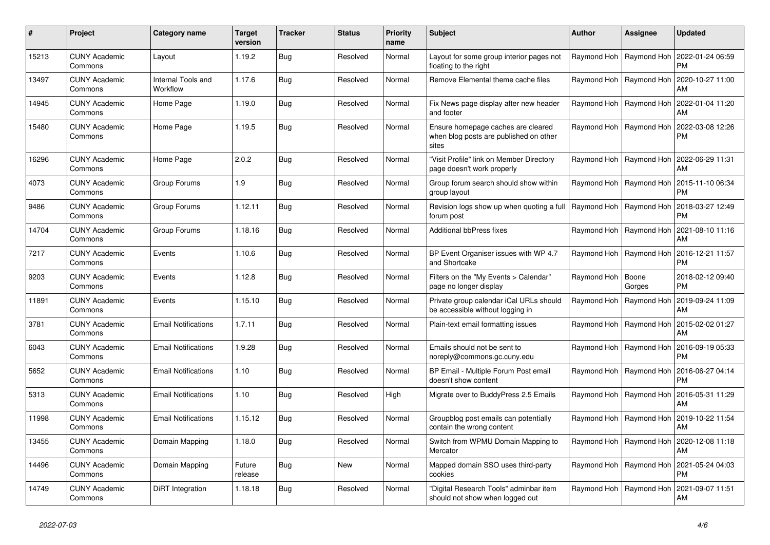| # | Project | Category name | Target version | Tracker | Status | Priority name | Subject | Author | Assignee | Updated |
|---|---|---|---|---|---|---|---|---|---|---|
| 15213 | CUNY Academic Commons | Layout | 1.19.2 | Bug | Resolved | Normal | Layout for some group interior pages not floating to the right | Raymond Hoh | Raymond Hoh | 2022-01-24 06:59 PM |
| 13497 | CUNY Academic Commons | Internal Tools and Workflow | 1.17.6 | Bug | Resolved | Normal | Remove Elemental theme cache files | Raymond Hoh | Raymond Hoh | 2020-10-27 11:00 AM |
| 14945 | CUNY Academic Commons | Home Page | 1.19.0 | Bug | Resolved | Normal | Fix News page display after new header and footer | Raymond Hoh | Raymond Hoh | 2022-01-04 11:20 AM |
| 15480 | CUNY Academic Commons | Home Page | 1.19.5 | Bug | Resolved | Normal | Ensure homepage caches are cleared when blog posts are published on other sites | Raymond Hoh | Raymond Hoh | 2022-03-08 12:26 PM |
| 16296 | CUNY Academic Commons | Home Page | 2.0.2 | Bug | Resolved | Normal | "Visit Profile" link on Member Directory page doesn't work properly | Raymond Hoh | Raymond Hoh | 2022-06-29 11:31 AM |
| 4073 | CUNY Academic Commons | Group Forums | 1.9 | Bug | Resolved | Normal | Group forum search should show within group layout | Raymond Hoh | Raymond Hoh | 2015-11-10 06:34 PM |
| 9486 | CUNY Academic Commons | Group Forums | 1.12.11 | Bug | Resolved | Normal | Revision logs show up when quoting a full forum post | Raymond Hoh | Raymond Hoh | 2018-03-27 12:49 PM |
| 14704 | CUNY Academic Commons | Group Forums | 1.18.16 | Bug | Resolved | Normal | Additional bbPress fixes | Raymond Hoh | Raymond Hoh | 2021-08-10 11:16 AM |
| 7217 | CUNY Academic Commons | Events | 1.10.6 | Bug | Resolved | Normal | BP Event Organiser issues with WP 4.7 and Shortcake | Raymond Hoh | Raymond Hoh | 2016-12-21 11:57 PM |
| 9203 | CUNY Academic Commons | Events | 1.12.8 | Bug | Resolved | Normal | Filters on the "My Events > Calendar" page no longer display | Raymond Hoh | Boone Gorges | 2018-02-12 09:40 PM |
| 11891 | CUNY Academic Commons | Events | 1.15.10 | Bug | Resolved | Normal | Private group calendar iCal URLs should be accessible without logging in | Raymond Hoh | Raymond Hoh | 2019-09-24 11:09 AM |
| 3781 | CUNY Academic Commons | Email Notifications | 1.7.11 | Bug | Resolved | Normal | Plain-text email formatting issues | Raymond Hoh | Raymond Hoh | 2015-02-02 01:27 AM |
| 6043 | CUNY Academic Commons | Email Notifications | 1.9.28 | Bug | Resolved | Normal | Emails should not be sent to noreply@commons.gc.cuny.edu | Raymond Hoh | Raymond Hoh | 2016-09-19 05:33 PM |
| 5652 | CUNY Academic Commons | Email Notifications | 1.10 | Bug | Resolved | Normal | BP Email - Multiple Forum Post email doesn't show content | Raymond Hoh | Raymond Hoh | 2016-06-27 04:14 PM |
| 5313 | CUNY Academic Commons | Email Notifications | 1.10 | Bug | Resolved | High | Migrate over to BuddyPress 2.5 Emails | Raymond Hoh | Raymond Hoh | 2016-05-31 11:29 AM |
| 11998 | CUNY Academic Commons | Email Notifications | 1.15.12 | Bug | Resolved | Normal | Groupblog post emails can potentially contain the wrong content | Raymond Hoh | Raymond Hoh | 2019-10-22 11:54 AM |
| 13455 | CUNY Academic Commons | Domain Mapping | 1.18.0 | Bug | Resolved | Normal | Switch from WPMU Domain Mapping to Mercator | Raymond Hoh | Raymond Hoh | 2020-12-08 11:18 AM |
| 14496 | CUNY Academic Commons | Domain Mapping | Future release | Bug | New | Normal | Mapped domain SSO uses third-party cookies | Raymond Hoh | Raymond Hoh | 2021-05-24 04:03 PM |
| 14749 | CUNY Academic Commons | DiRT Integration | 1.18.18 | Bug | Resolved | Normal | "Digital Research Tools" adminbar item should not show when logged out | Raymond Hoh | Raymond Hoh | 2021-09-07 11:51 AM |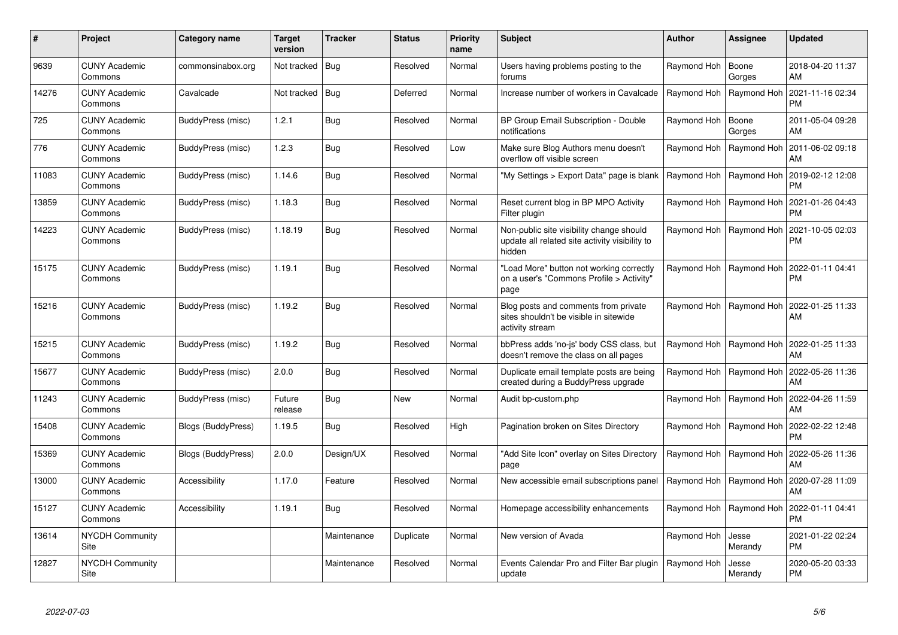| # | Project | Category name | Target version | Tracker | Status | Priority name | Subject | Author | Assignee | Updated |
|---|---|---|---|---|---|---|---|---|---|---|
| 9639 | CUNY Academic Commons | commonsinabox.org | Not tracked | Bug | Resolved | Normal | Users having problems posting to the forums | Raymond Hoh | Boone Gorges | 2018-04-20 11:37 AM |
| 14276 | CUNY Academic Commons | Cavalcade | Not tracked | Bug | Deferred | Normal | Increase number of workers in Cavalcade | Raymond Hoh | Raymond Hoh | 2021-11-16 02:34 PM |
| 725 | CUNY Academic Commons | BuddyPress (misc) | 1.2.1 | Bug | Resolved | Normal | BP Group Email Subscription - Double notifications | Raymond Hoh | Boone Gorges | 2011-05-04 09:28 AM |
| 776 | CUNY Academic Commons | BuddyPress (misc) | 1.2.3 | Bug | Resolved | Low | Make sure Blog Authors menu doesn't overflow off visible screen | Raymond Hoh | Raymond Hoh | 2011-06-02 09:18 AM |
| 11083 | CUNY Academic Commons | BuddyPress (misc) | 1.14.6 | Bug | Resolved | Normal | "My Settings > Export Data" page is blank | Raymond Hoh | Raymond Hoh | 2019-02-12 12:08 PM |
| 13859 | CUNY Academic Commons | BuddyPress (misc) | 1.18.3 | Bug | Resolved | Normal | Reset current blog in BP MPO Activity Filter plugin | Raymond Hoh | Raymond Hoh | 2021-01-26 04:43 PM |
| 14223 | CUNY Academic Commons | BuddyPress (misc) | 1.18.19 | Bug | Resolved | Normal | Non-public site visibility change should update all related site activity visibility to hidden | Raymond Hoh | Raymond Hoh | 2021-10-05 02:03 PM |
| 15175 | CUNY Academic Commons | BuddyPress (misc) | 1.19.1 | Bug | Resolved | Normal | "Load More" button not working correctly on a user's "Commons Profile > Activity" page | Raymond Hoh | Raymond Hoh | 2022-01-11 04:41 PM |
| 15216 | CUNY Academic Commons | BuddyPress (misc) | 1.19.2 | Bug | Resolved | Normal | Blog posts and comments from private sites shouldn't be visible in sitewide activity stream | Raymond Hoh | Raymond Hoh | 2022-01-25 11:33 AM |
| 15215 | CUNY Academic Commons | BuddyPress (misc) | 1.19.2 | Bug | Resolved | Normal | bbPress adds 'no-js' body CSS class, but doesn't remove the class on all pages | Raymond Hoh | Raymond Hoh | 2022-01-25 11:33 AM |
| 15677 | CUNY Academic Commons | BuddyPress (misc) | 2.0.0 | Bug | Resolved | Normal | Duplicate email template posts are being created during a BuddyPress upgrade | Raymond Hoh | Raymond Hoh | 2022-05-26 11:36 AM |
| 11243 | CUNY Academic Commons | BuddyPress (misc) | Future release | Bug | New | Normal | Audit bp-custom.php | Raymond Hoh | Raymond Hoh | 2022-04-26 11:59 AM |
| 15408 | CUNY Academic Commons | Blogs (BuddyPress) | 1.19.5 | Bug | Resolved | High | Pagination broken on Sites Directory | Raymond Hoh | Raymond Hoh | 2022-02-22 12:48 PM |
| 15369 | CUNY Academic Commons | Blogs (BuddyPress) | 2.0.0 | Design/UX | Resolved | Normal | "Add Site Icon" overlay on Sites Directory page | Raymond Hoh | Raymond Hoh | 2022-05-26 11:36 AM |
| 13000 | CUNY Academic Commons | Accessibility | 1.17.0 | Feature | Resolved | Normal | New accessible email subscriptions panel | Raymond Hoh | Raymond Hoh | 2020-07-28 11:09 AM |
| 15127 | CUNY Academic Commons | Accessibility | 1.19.1 | Bug | Resolved | Normal | Homepage accessibility enhancements | Raymond Hoh | Raymond Hoh | 2022-01-11 04:41 PM |
| 13614 | NYCDH Community Site | | | Maintenance | Duplicate | Normal | New version of Avada | Raymond Hoh | Jesse Merandy | 2021-01-22 02:24 PM |
| 12827 | NYCDH Community Site | | | Maintenance | Resolved | Normal | Events Calendar Pro and Filter Bar plugin update | Raymond Hoh | Jesse Merandy | 2020-05-20 03:33 PM |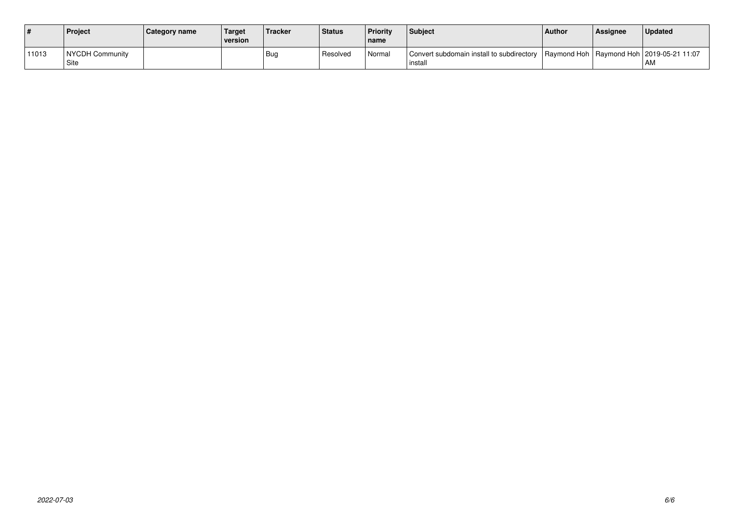| # | Project | Category name | Target version | Tracker | Status | Priority name | Subject | Author | Assignee | Updated |
|---|---|---|---|---|---|---|---|---|---|---|
| 11013 | NYCDH Community Site | | | Bug | Resolved | Normal | Convert subdomain install to subdirectory install | Raymond Hoh | Raymond Hoh | 2019-05-21 11:07 AM |